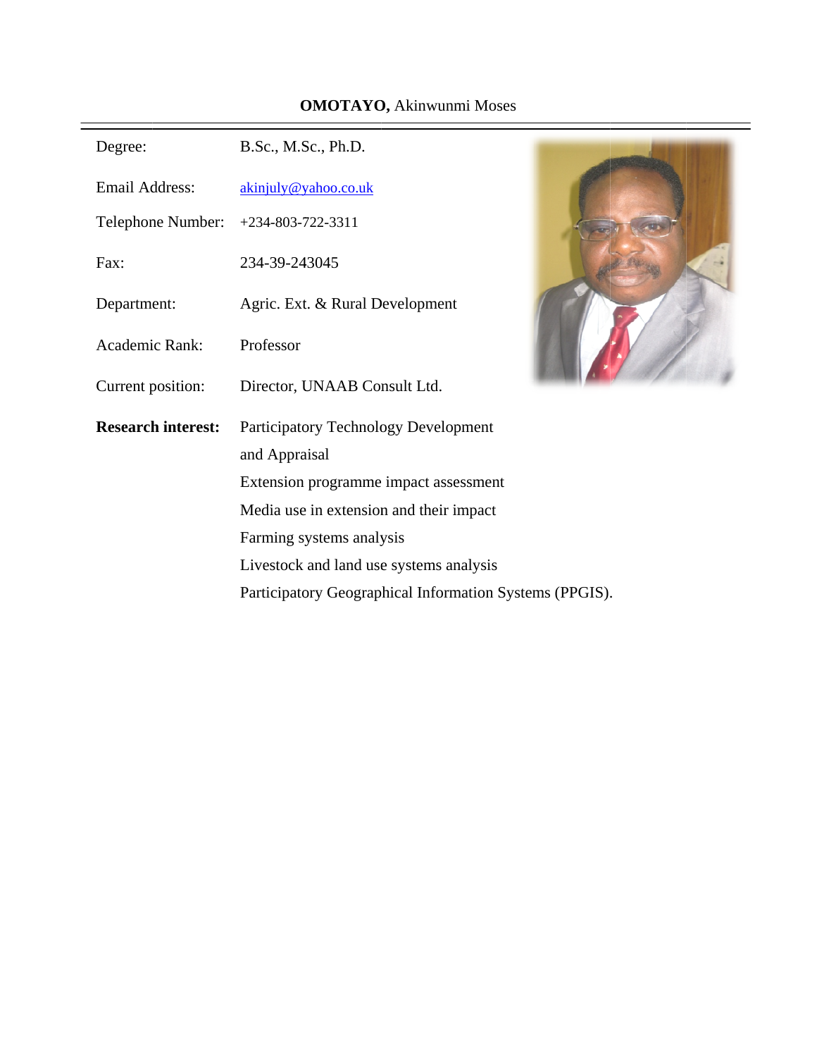**OMOTAYO,** Akinwunmi Moses

---

| | |
|---|---|
| Degree: | B.Sc., M.Sc., Ph.D. |
| Email Address: | akinjuly@yahoo.co.uk |
| Telephone Number: | +234-803-722-3311 |
| Fax: | 234-39-243045 |
| Department: | Agric. Ext. & Rural Development |
| Academic Rank: | Professor |
| Current position: | Director, UNAAB Consult Ltd. |

**Research interest:**

Participatory Technology Development and Appraisal
Extension programme impact assessment
Media use in extension and their impact
Farming systems analysis
Livestock and land use systems analysis
Participatory Geographical Information Systems (PPGIS).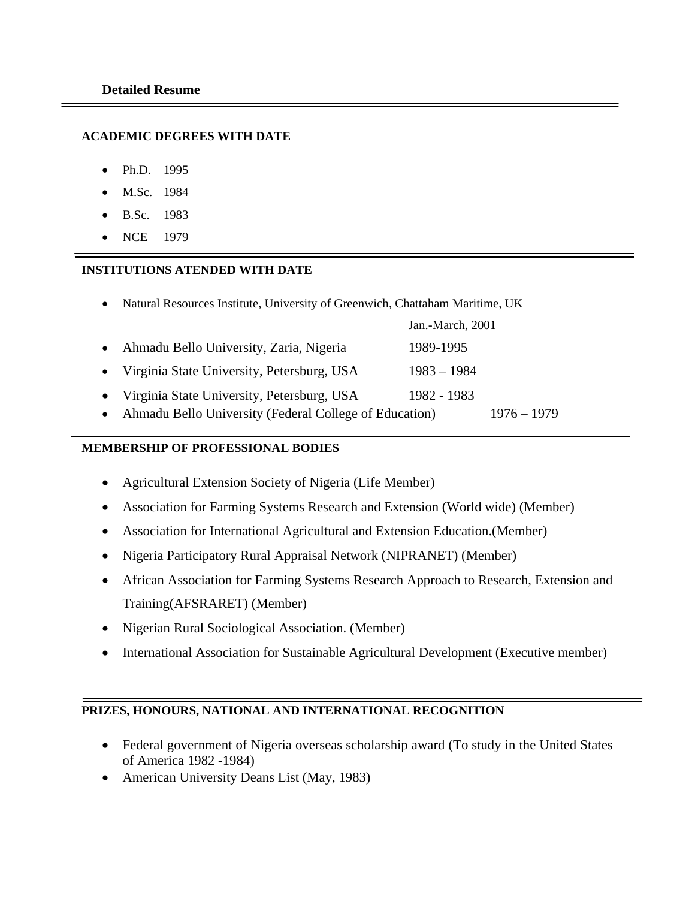**Detailed Resume**

---

### ACADEMIC DEGREES WITH DATE

- Ph.D. 1995
- M.Sc. 1984
- B.Sc. 1983
- NCE 1979

---

### INSTITUTIONS ATENDED WITH DATE

- Natural Resources Institute, University of Greenwich, Chattaham Maritime, UK Jan.-March, 2001
- Ahmadu Bello University, Zaria, Nigeria 1989-1995
- Virginia State University, Petersburg, USA 1983 – 1984
- Virginia State University, Petersburg, USA 1982 - 1983
- Ahmadu Bello University (Federal College of Education) 1976 – 1979

---

### MEMBERSHIP OF PROFESSIONAL BODIES

- Agricultural Extension Society of Nigeria (Life Member)
- Association for Farming Systems Research and Extension (World wide) (Member)
- Association for International Agricultural and Extension Education.(Member)
- Nigeria Participatory Rural Appraisal Network (NIPRANET) (Member)
- African Association for Farming Systems Research Approach to Research, Extension and Training(AFSRARET) (Member)
- Nigerian Rural Sociological Association. (Member)
- International Association for Sustainable Agricultural Development (Executive member)

---

### PRIZES, HONOURS, NATIONAL AND INTERNATIONAL RECOGNITION

- Federal government of Nigeria overseas scholarship award (To study in the United States of America 1982 -1984)
- American University Deans List (May, 1983)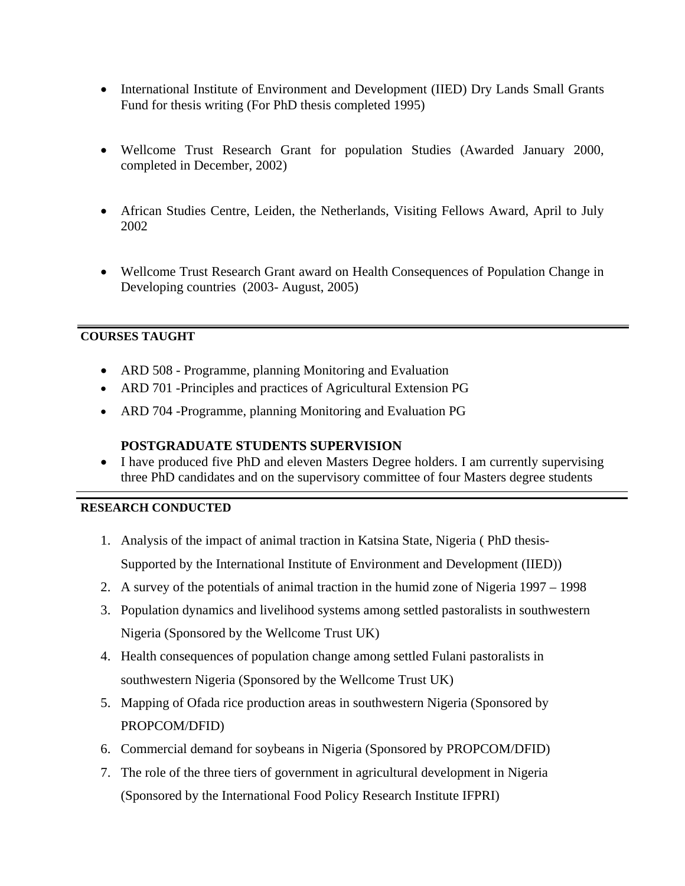- International Institute of Environment and Development (IIED) Dry Lands Small Grants Fund for thesis writing (For PhD thesis completed 1995)

- Wellcome Trust Research Grant for population Studies (Awarded January 2000, completed in December, 2002)

- African Studies Centre, Leiden, the Netherlands, Visiting Fellows Award, April to July 2002

- Wellcome Trust Research Grant award on Health Consequences of Population Change in Developing countries (2003- August, 2005)

---

**COURSES TAUGHT**

- ARD 508 - Programme, planning Monitoring and Evaluation
- ARD 701 -Principles and practices of Agricultural Extension PG
- ARD 704 -Programme, planning Monitoring and Evaluation PG

**POSTGRADUATE STUDENTS SUPERVISION**

- I have produced five PhD and eleven Masters Degree holders. I am currently supervising three PhD candidates and on the supervisory committee of four Masters degree students

---

**RESEARCH CONDUCTED**

1. Analysis of the impact of animal traction in Katsina State, Nigeria ( PhD thesis- Supported by the International Institute of Environment and Development (IIED))
2. A survey of the potentials of animal traction in the humid zone of Nigeria 1997 – 1998
3. Population dynamics and livelihood systems among settled pastoralists in southwestern Nigeria (Sponsored by the Wellcome Trust UK)
4. Health consequences of population change among settled Fulani pastoralists in southwestern Nigeria (Sponsored by the Wellcome Trust UK)
5. Mapping of Ofada rice production areas in southwestern Nigeria (Sponsored by PROPCOM/DFID)
6. Commercial demand for soybeans in Nigeria (Sponsored by PROPCOM/DFID)
7. The role of the three tiers of government in agricultural development in Nigeria (Sponsored by the International Food Policy Research Institute IFPRI)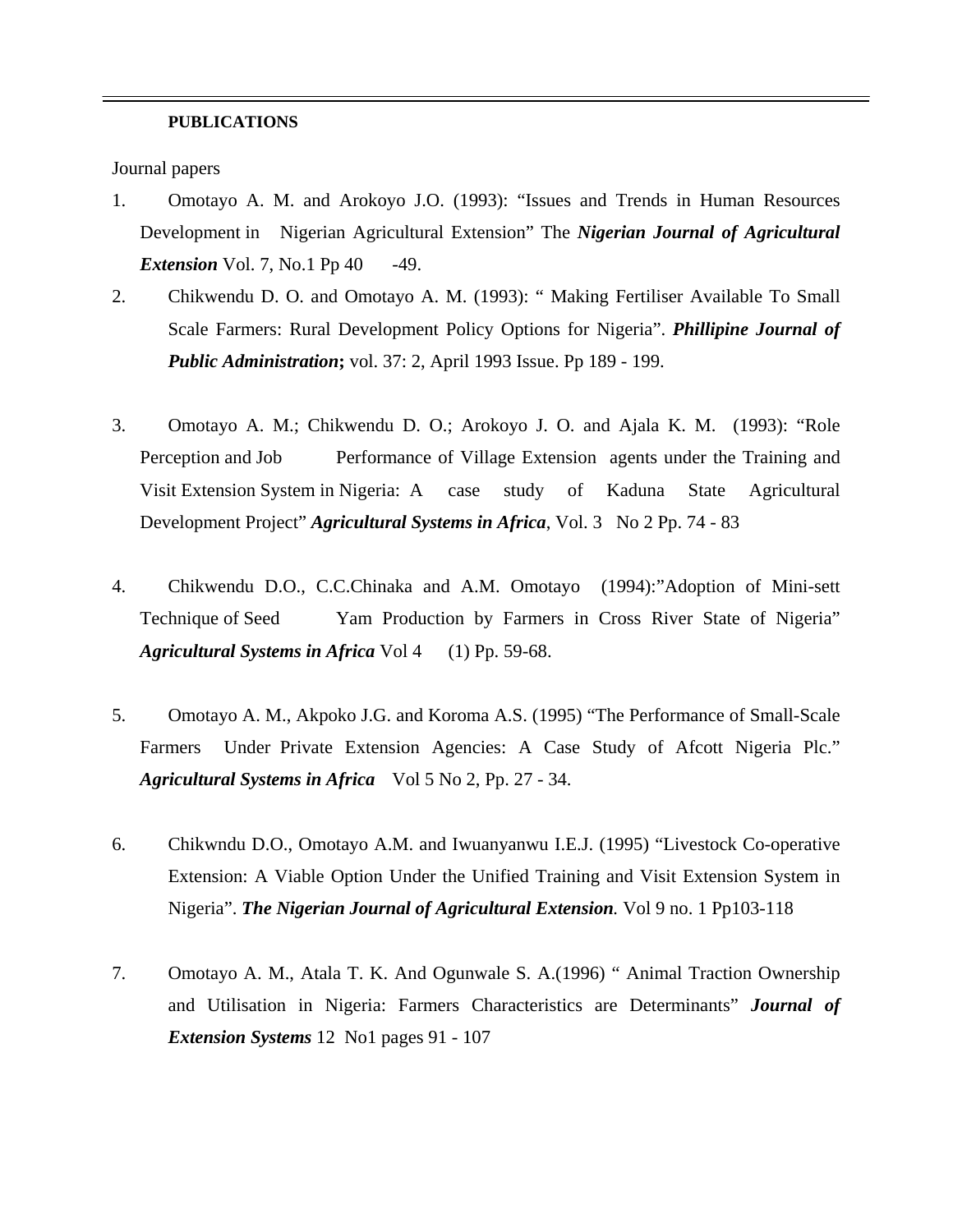**PUBLICATIONS**

Journal papers

1. Omotayo A. M. and Arokoyo J.O. (1993): "Issues and Trends in Human Resources Development in Nigerian Agricultural Extension" The ***Nigerian Journal of Agricultural Extension*** Vol. 7, No.1 Pp 40 -49.

2. Chikwendu D. O. and Omotayo A. M. (1993): " Making Fertiliser Available To Small Scale Farmers: Rural Development Policy Options for Nigeria". ***Phillipine Journal of Public Administration*;** vol. 37: 2, April 1993 Issue. Pp 189 - 199.

3. Omotayo A. M.; Chikwendu D. O.; Arokoyo J. O. and Ajala K. M. (1993): "Role Perception and Job Performance of Village Extension agents under the Training and Visit Extension System in Nigeria: A case study of Kaduna State Agricultural Development Project" ***Agricultural Systems in Africa***, Vol. 3 No 2 Pp. 74 - 83

4. Chikwendu D.O., C.C.Chinaka and A.M. Omotayo (1994):"Adoption of Mini-sett Technique of Seed Yam Production by Farmers in Cross River State of Nigeria" ***Agricultural Systems in Africa*** Vol 4 (1) Pp. 59-68.

5. Omotayo A. M., Akpoko J.G. and Koroma A.S. (1995) "The Performance of Small-Scale Farmers Under Private Extension Agencies: A Case Study of Afcott Nigeria Plc." ***Agricultural Systems in Africa*** Vol 5 No 2, Pp. 27 - 34.

6. Chikwndu D.O., Omotayo A.M. and Iwuanyanwu I.E.J. (1995) "Livestock Co-operative Extension: A Viable Option Under the Unified Training and Visit Extension System in Nigeria". ***The Nigerian Journal of Agricultural Extension****.* Vol 9 no. 1 Pp103-118

7. Omotayo A. M., Atala T. K. And Ogunwale S. A.(1996) " Animal Traction Ownership and Utilisation in Nigeria: Farmers Characteristics are Determinants" ***Journal of Extension Systems*** 12 No1 pages 91 - 107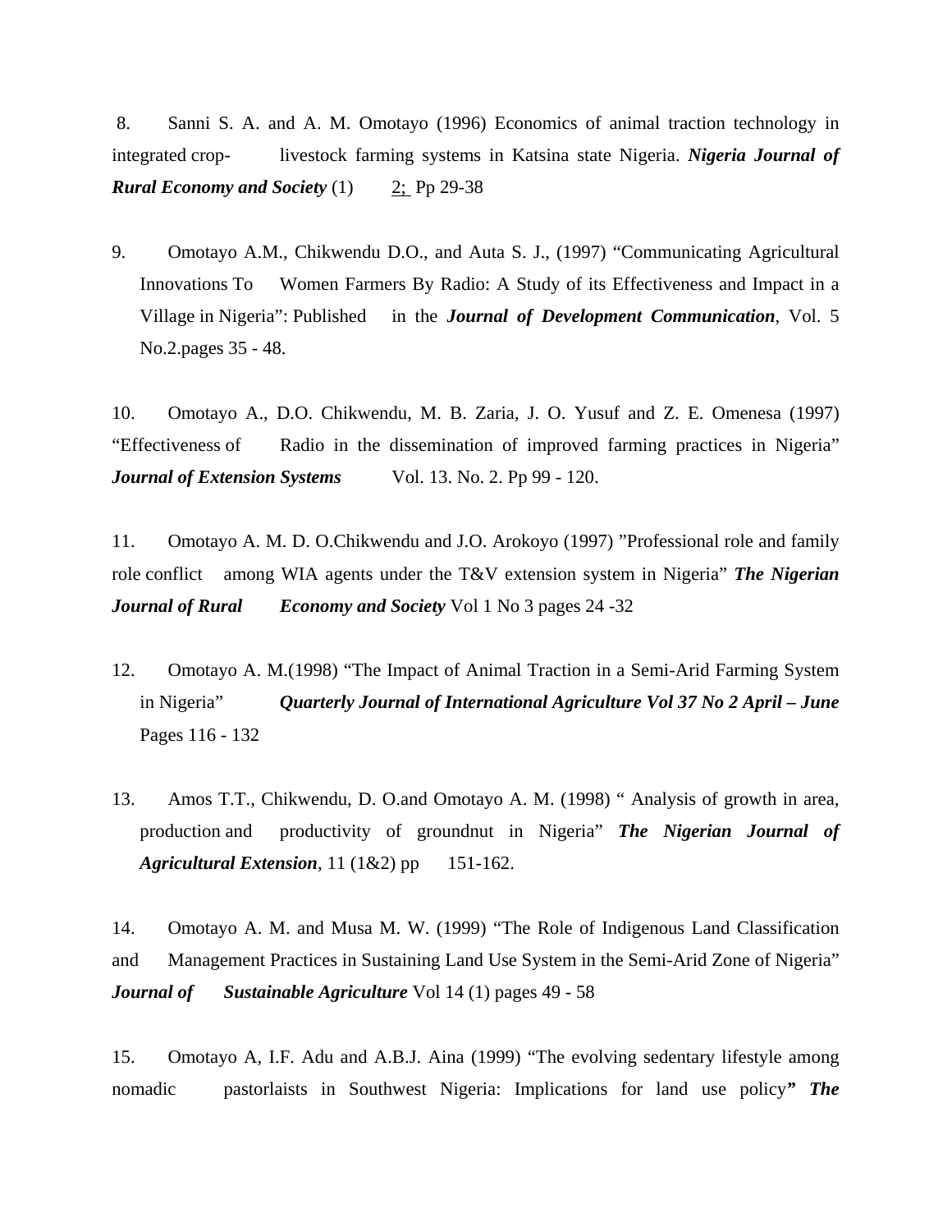8. Sanni S. A. and A. M. Omotayo (1996) Economics of animal traction technology in integrated crop- livestock farming systems in Katsina state Nigeria. ***Nigeria Journal of Rural Economy and Society*** (1) 2; Pp 29-38

9. Omotayo A.M., Chikwendu D.O., and Auta S. J., (1997) "Communicating Agricultural Innovations To Women Farmers By Radio: A Study of its Effectiveness and Impact in a Village in Nigeria": Published in the ***Journal of Development Communication***, Vol. 5 No.2.pages 35 - 48.

10. Omotayo A., D.O. Chikwendu, M. B. Zaria, J. O. Yusuf and Z. E. Omenesa (1997) "Effectiveness of Radio in the dissemination of improved farming practices in Nigeria" ***Journal of Extension Systems*** Vol. 13. No. 2. Pp 99 - 120.

11. Omotayo A. M. D. O.Chikwendu and J.O. Arokoyo (1997) "Professional role and family role conflict among WIA agents under the T&V extension system in Nigeria" ***The Nigerian Journal of Rural Economy and Society*** Vol 1 No 3 pages 24 -32

12. Omotayo A. M.(1998) "The Impact of Animal Traction in a Semi-Arid Farming System in Nigeria" ***Quarterly Journal of International Agriculture Vol 37 No 2 April – June*** Pages 116 - 132

13. Amos T.T., Chikwendu, D. O.and Omotayo A. M. (1998) " Analysis of growth in area, production and productivity of groundnut in Nigeria" ***The Nigerian Journal of Agricultural Extension***, 11 (1&2) pp 151-162.

14. Omotayo A. M. and Musa M. W. (1999) "The Role of Indigenous Land Classification and Management Practices in Sustaining Land Use System in the Semi-Arid Zone of Nigeria" ***Journal of Sustainable Agriculture*** Vol 14 (1) pages 49 - 58

15. Omotayo A, I.F. Adu and A.B.J. Aina (1999) "The evolving sedentary lifestyle among nomadic pastorlaists in Southwest Nigeria: Implications for land use policy***" The***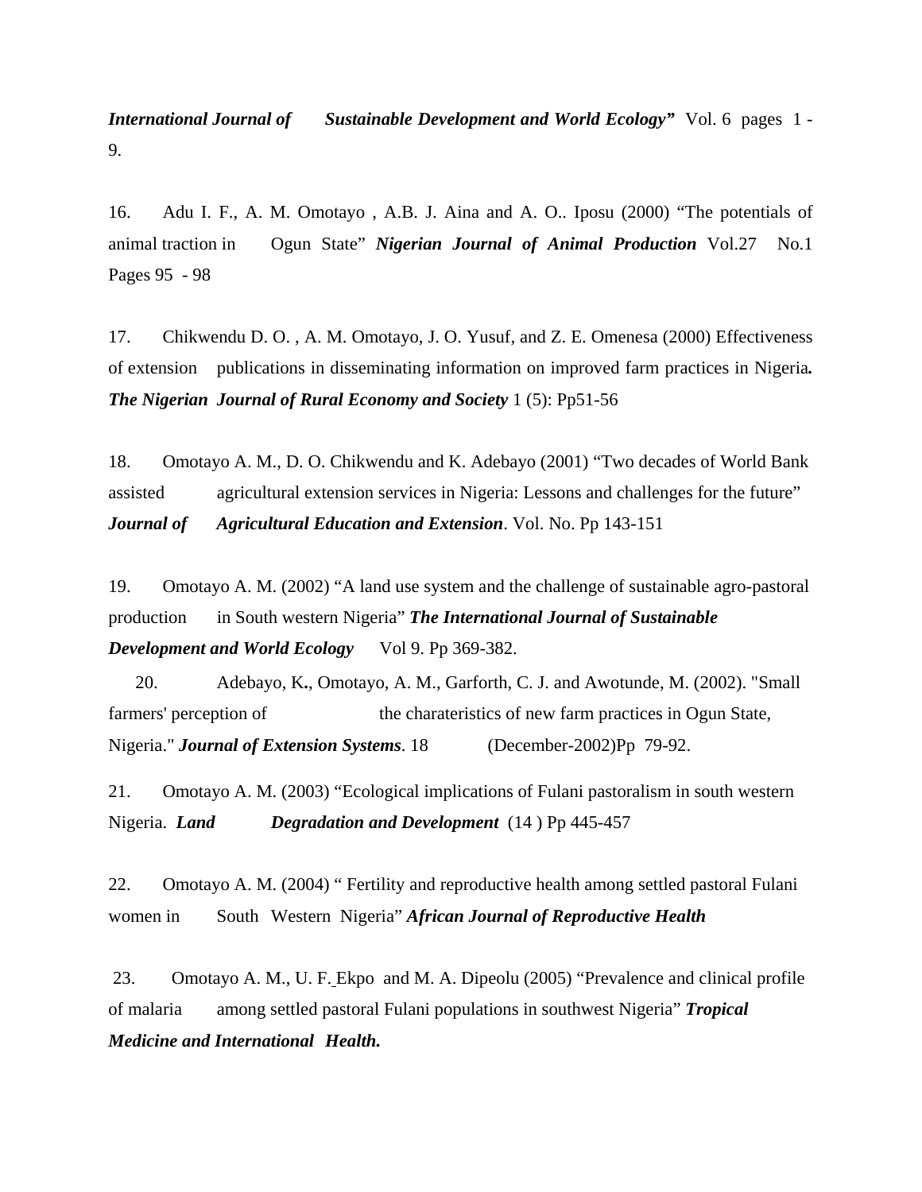***International Journal of Sustainable Development and World Ecology"*** Vol. 6 pages 1 - 9.

16. Adu I. F., A. M. Omotayo , A.B. J. Aina and A. O.. Iposu (2000) "The potentials of animal traction in Ogun State" ***Nigerian Journal of Animal Production*** Vol.27 No.1 Pages 95 - 98

17. Chikwendu D. O. , A. M. Omotayo, J. O. Yusuf, and Z. E. Omenesa (2000) Effectiveness of extension publications in disseminating information on improved farm practices in Nigeria***.*** ***The Nigerian Journal of Rural Economy and Society*** 1 (5): Pp51-56

18. Omotayo A. M., D. O. Chikwendu and K. Adebayo (2001) "Two decades of World Bank assisted agricultural extension services in Nigeria: Lessons and challenges for the future" ***Journal of Agricultural Education and Extension***. Vol. No. Pp 143-151

19. Omotayo A. M. (2002) "A land use system and the challenge of sustainable agro-pastoral production in South western Nigeria" ***The International Journal of Sustainable Development and World Ecology*** Vol 9. Pp 369-382.

20. Adebayo, K**.**, Omotayo, A. M., Garforth, C. J. and Awotunde, M. (2002). "Small farmers' perception of the charateristics of new farm practices in Ogun State, Nigeria." ***Journal of Extension Systems***. 18 (December-2002)Pp 79-92.

21. Omotayo A. M. (2003) "Ecological implications of Fulani pastoralism in south western Nigeria. ***Land Degradation and Development*** (14 ) Pp 445-457

22. Omotayo A. M. (2004) " Fertility and reproductive health among settled pastoral Fulani women in South Western Nigeria" ***African Journal of Reproductive Health***

23. Omotayo A. M., U. F. Ekpo and M. A. Dipeolu (2005) "Prevalence and clinical profile of malaria among settled pastoral Fulani populations in southwest Nigeria" ***Tropical Medicine and International Health.***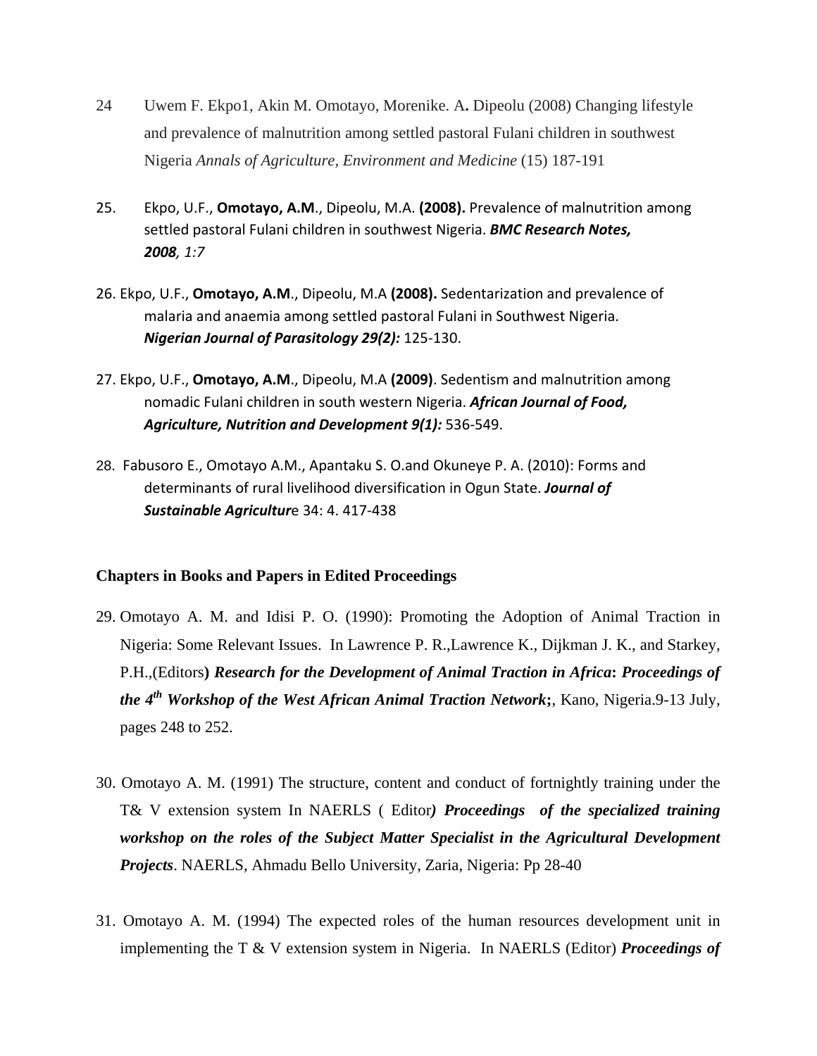24 Uwem F. Ekpo1, Akin M. Omotayo, Morenike. A. Dipeolu (2008) Changing lifestyle and prevalence of malnutrition among settled pastoral Fulani children in southwest Nigeria *Annals of Agriculture, Environment and Medicine* (15) 187-191

25. Ekpo, U.F., **Omotayo, A.M**., Dipeolu, M.A. **(2008).** Prevalence of malnutrition among settled pastoral Fulani children in southwest Nigeria. ***BMC Research Notes, 2008,*** *1:7*

26. Ekpo, U.F., **Omotayo, A.M**., Dipeolu, M.A **(2008).** Sedentarization and prevalence of malaria and anaemia among settled pastoral Fulani in Southwest Nigeria. ***Nigerian Journal of Parasitology 29(2):*** 125-130.

27. Ekpo, U.F., **Omotayo, A.M**., Dipeolu, M.A **(2009)**. Sedentism and malnutrition among nomadic Fulani children in south western Nigeria. ***African Journal of Food, Agriculture, Nutrition and Development 9(1):*** 536-549.

28. Fabusoro E., Omotayo A.M., Apantaku S. O.and Okuneye P. A. (2010): Forms and determinants of rural livelihood diversification in Ogun State. ***Journal of Sustainable Agricultur***e 34: 4. 417-438

**Chapters in Books and Papers in Edited Proceedings**

29. Omotayo A. M. and Idisi P. O. (1990): Promoting the Adoption of Animal Traction in Nigeria: Some Relevant Issues. In Lawrence P. R.,Lawrence K., Dijkman J. K., and Starkey, P.H.,(Editors**)** ***Research for the Development of Animal Traction in Africa*****:** ***Proceedings of the 4th Workshop of the West African Animal Traction Network*****;**, Kano, Nigeria.9-13 July, pages 248 to 252.

30. Omotayo A. M. (1991) The structure, content and conduct of fortnightly training under the T& V extension system In NAERLS ( Editor***) Proceedings of the specialized training workshop on the roles of the Subject Matter Specialist in the Agricultural Development Projects***. NAERLS, Ahmadu Bello University, Zaria, Nigeria: Pp 28-40

31. Omotayo A. M. (1994) The expected roles of the human resources development unit in implementing the T & V extension system in Nigeria. In NAERLS (Editor) ***Proceedings of***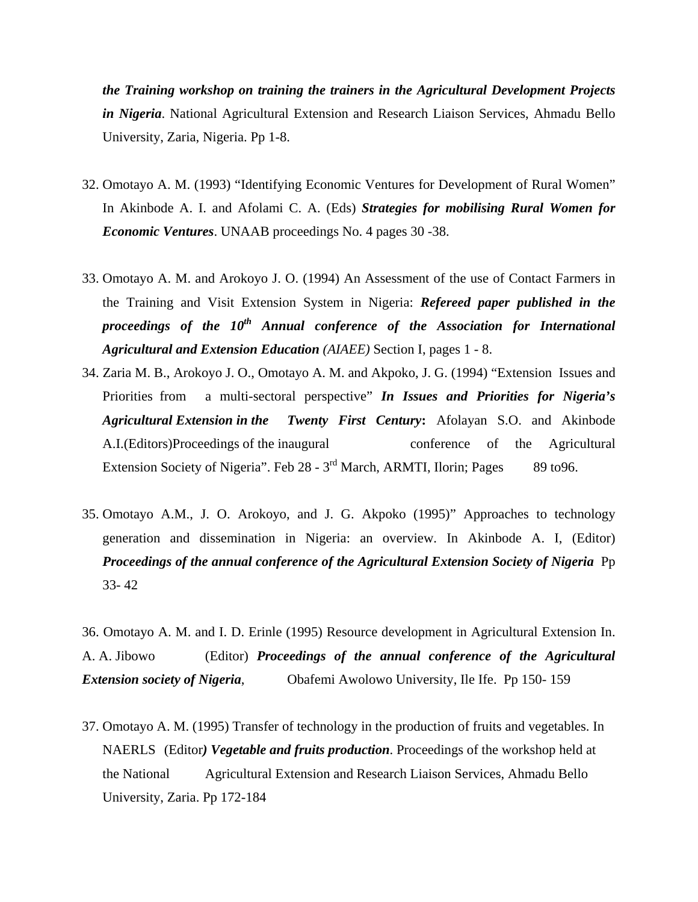***the Training workshop on training the trainers in the Agricultural Development Projects in Nigeria***. National Agricultural Extension and Research Liaison Services, Ahmadu Bello University, Zaria, Nigeria. Pp 1-8.

32. Omotayo A. M. (1993) "Identifying Economic Ventures for Development of Rural Women" In Akinbode A. I. and Afolami C. A. (Eds) ***Strategies for mobilising Rural Women for Economic Ventures***. UNAAB proceedings No. 4 pages 30 -38.

33. Omotayo A. M. and Arokoyo J. O. (1994) An Assessment of the use of Contact Farmers in the Training and Visit Extension System in Nigeria: ***Refereed paper published in the proceedings of the 10th Annual conference of the Association for International Agricultural and Extension Education*** *(AIAEE)* Section I, pages 1 - 8.

34. Zaria M. B., Arokoyo J. O., Omotayo A. M. and Akpoko, J. G. (1994) "Extension Issues and Priorities from a multi-sectoral perspective" ***In Issues and Priorities for Nigeria's Agricultural Extension in the Twenty First Century*:** Afolayan S.O. and Akinbode A.I.(Editors)Proceedings of the inaugural conference of the Agricultural Extension Society of Nigeria". Feb 28 - 3rd March, ARMTI, Ilorin; Pages 89 to96.

35. Omotayo A.M., J. O. Arokoyo, and J. G. Akpoko (1995)" Approaches to technology generation and dissemination in Nigeria: an overview. In Akinbode A. I, (Editor) ***Proceedings of the annual conference of the Agricultural Extension Society of Nigeria*** Pp 33- 42

36. Omotayo A. M. and I. D. Erinle (1995) Resource development in Agricultural Extension In. A. A. Jibowo (Editor) ***Proceedings of the annual conference of the Agricultural Extension society of Nigeria***, Obafemi Awolowo University, Ile Ife. Pp 150- 159

37. Omotayo A. M. (1995) Transfer of technology in the production of fruits and vegetables. In NAERLS (Editor***) Vegetable and fruits production***. Proceedings of the workshop held at the National Agricultural Extension and Research Liaison Services, Ahmadu Bello University, Zaria. Pp 172-184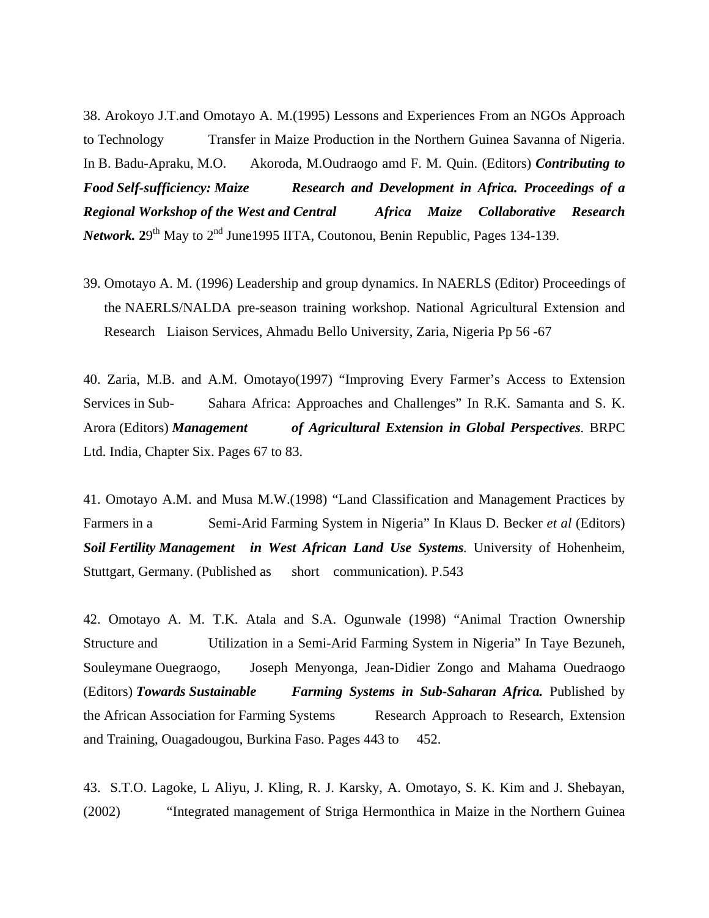38. Arokoyo J.T.and Omotayo A. M.(1995) Lessons and Experiences From an NGOs Approach to Technology Transfer in Maize Production in the Northern Guinea Savanna of Nigeria. In B. Badu-Apraku, M.O. Akoroda, M.Oudraogo amd F. M. Quin. (Editors) ***Contributing to Food Self-sufficiency: Maize Research and Development in Africa. Proceedings of a Regional Workshop of the West and Central Africa Maize Collaborative Research Network.*** **2**9th May to 2nd June1995 IITA, Coutonou, Benin Republic, Pages 134-139.

39. Omotayo A. M. (1996) Leadership and group dynamics. In NAERLS (Editor) Proceedings of the NAERLS/NALDA pre-season training workshop. National Agricultural Extension and Research Liaison Services, Ahmadu Bello University, Zaria, Nigeria Pp 56 -67

40. Zaria, M.B. and A.M. Omotayo(1997) "Improving Every Farmer's Access to Extension Services in Sub-Sahara Africa: Approaches and Challenges" In R.K. Samanta and S. K. Arora (Editors) ***Management of Agricultural Extension in Global Perspectives***. BRPC Ltd. India, Chapter Six. Pages 67 to 83.

41. Omotayo A.M. and Musa M.W.(1998) "Land Classification and Management Practices by Farmers in a Semi-Arid Farming System in Nigeria" In Klaus D. Becker *et al* (Editors) ***Soil Fertility Management in West African Land Use Systems***. University of Hohenheim, Stuttgart, Germany. (Published as short communication). P.543

42. Omotayo A. M. T.K. Atala and S.A. Ogunwale (1998) "Animal Traction Ownership Structure and Utilization in a Semi-Arid Farming System in Nigeria" In Taye Bezuneh, Souleymane Ouegraogo, Joseph Menyonga, Jean-Didier Zongo and Mahama Ouedraogo (Editors) ***Towards Sustainable Farming Systems in Sub-Saharan Africa.*** Published by the African Association for Farming Systems Research Approach to Research, Extension and Training, Ouagadougou, Burkina Faso. Pages 443 to 452.

43. S.T.O. Lagoke, L Aliyu, J. Kling, R. J. Karsky, A. Omotayo, S. K. Kim and J. Shebayan, (2002) "Integrated management of Striga Hermonthica in Maize in the Northern Guinea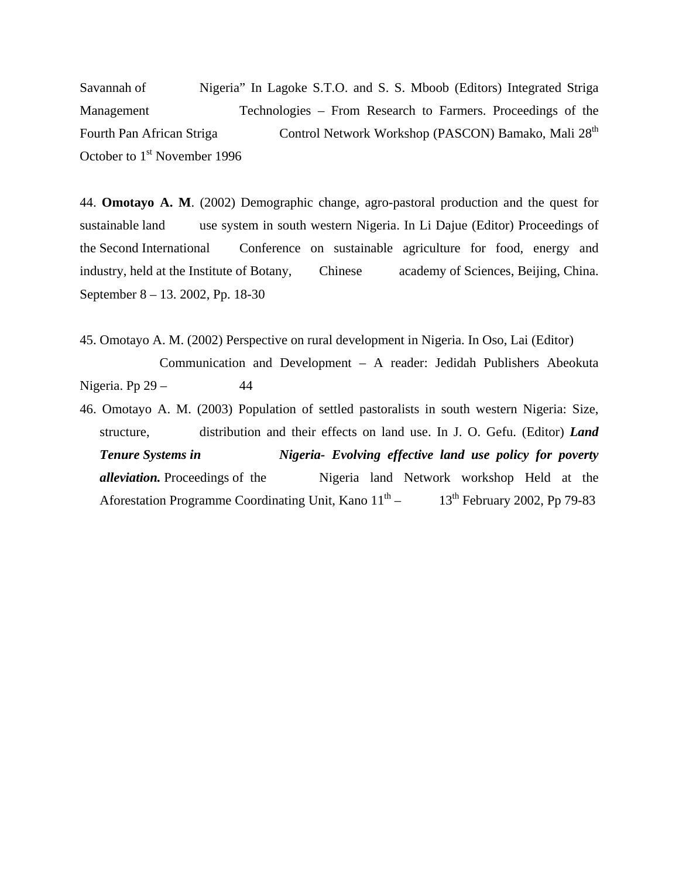Savannah of Nigeria" In Lagoke S.T.O. and S. S. Mboob (Editors) Integrated Striga Management Technologies – From Research to Farmers. Proceedings of the Fourth Pan African Striga Control Network Workshop (PASCON) Bamako, Mali 28th October to 1st November 1996

44. **Omotayo A. M**. (2002) Demographic change, agro-pastoral production and the quest for sustainable land use system in south western Nigeria. In Li Dajue (Editor) Proceedings of the Second International Conference on sustainable agriculture for food, energy and industry, held at the Institute of Botany, Chinese academy of Sciences, Beijing, China. September 8 – 13. 2002, Pp. 18-30

45. Omotayo A. M. (2002) Perspective on rural development in Nigeria. In Oso, Lai (Editor) Communication and Development – A reader: Jedidah Publishers Abeokuta Nigeria. Pp 29 – 44

46. Omotayo A. M. (2003) Population of settled pastoralists in south western Nigeria: Size, structure, distribution and their effects on land use. In J. O. Gefu. (Editor) ***Land Tenure Systems in Nigeria- Evolving effective land use policy for poverty alleviation.*** Proceedings of the Nigeria land Network workshop Held at the Aforestation Programme Coordinating Unit, Kano 11th – 13th February 2002, Pp 79-83